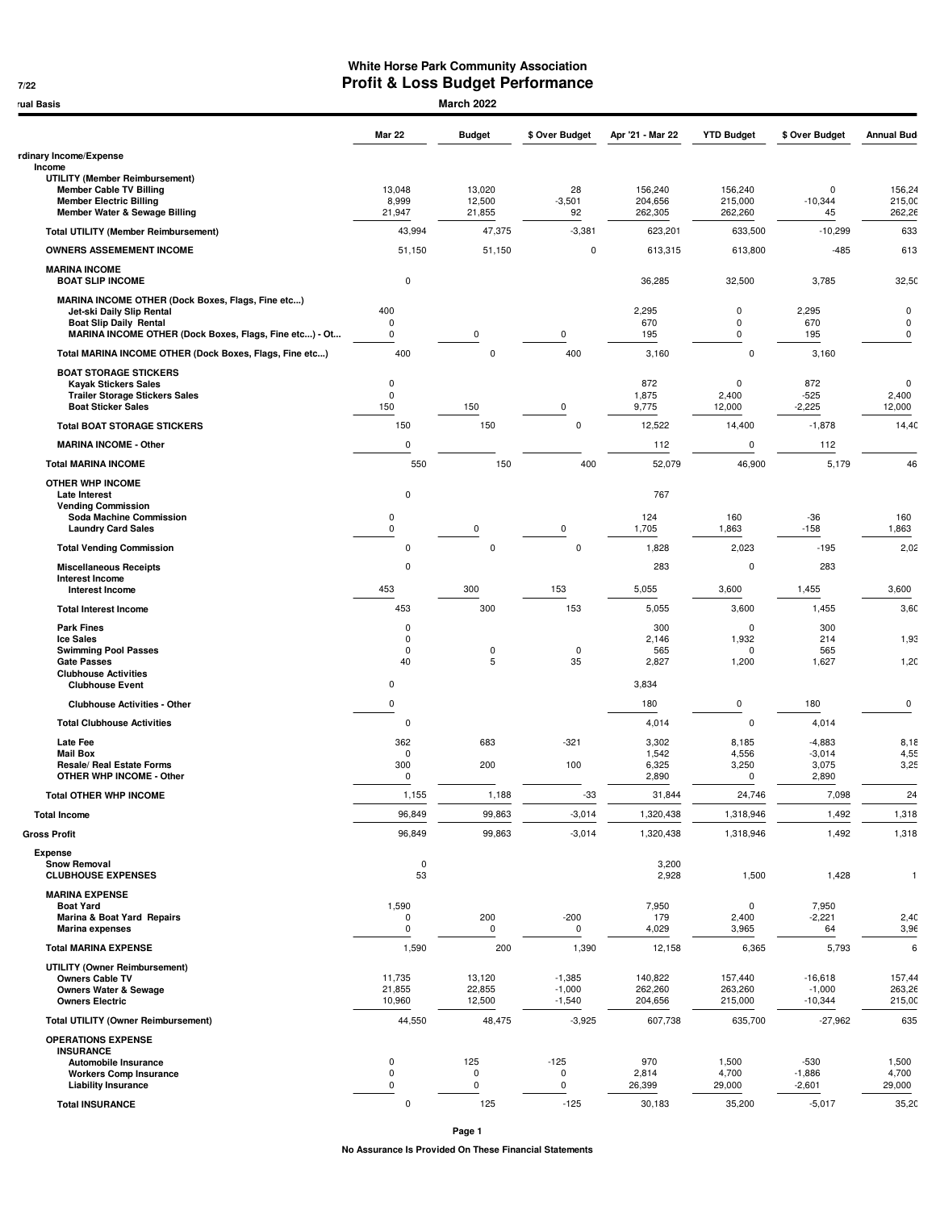# White Horse Park Community Association

## Profit & Loss Budget Performance

7/22

rual Basis

March 2022

| | Mar 22 | Budget | $ Over Budget | Apr '21 - Mar 22 | YTD Budget | $ Over Budget | Annual Bud |
|---|---|---|---|---|---|---|---|
| rdinary Income/Expense | | | | | | | |
| Income | | | | | | | |
| UTILITY (Member Reimbursement) | | | | | | | |
| Member Cable TV Billing | 13,048 | 13,020 | 28 | 156,240 | 156,240 | 0 | 156,24 |
| Member Electric Billing | 8,999 | 12,500 | -3,501 | 204,656 | 215,000 | -10,344 | 215,00 |
| Member Water & Sewage Billing | 21,947 | 21,855 | 92 | 262,305 | 262,260 | 45 | 262,26 |
| Total UTILITY (Member Reimbursement) | 43,994 | 47,375 | -3,381 | 623,201 | 633,500 | -10,299 | 633 |
| OWNERS ASSEMEMENT INCOME | 51,150 | 51,150 | 0 | 613,315 | 613,800 | -485 | 613 |
| MARINA INCOME | | | | | | | |
| BOAT SLIP INCOME | 0 | | | 36,285 | 32,500 | 3,785 | 32,50 |
| MARINA INCOME OTHER (Dock Boxes, Flags, Fine etc...) | | | | | | | |
| Jet-ski Daily Slip Rental | 400 | | | 2,295 | 0 | 2,295 | 0 |
| Boat Slip Daily Rental | 0 | | | 670 | 0 | 670 | 0 |
| MARINA INCOME OTHER (Dock Boxes, Flags, Fine etc...) - Ot... | 0 | 0 | 0 | 195 | 0 | 195 | 0 |
| Total MARINA INCOME OTHER (Dock Boxes, Flags, Fine etc...) | 400 | 0 | 400 | 3,160 | 0 | 3,160 | |
| BOAT STORAGE STICKERS | | | | | | | |
| Kayak Stickers Sales | 0 | | | 872 | 0 | 872 | 0 |
| Trailer Storage Stickers Sales | 0 | | | 1,875 | 2,400 | -525 | 2,400 |
| Boat Sticker Sales | 150 | 150 | 0 | 9,775 | 12,000 | -2,225 | 12,000 |
| Total BOAT STORAGE STICKERS | 150 | 150 | 0 | 12,522 | 14,400 | -1,878 | 14,40 |
| MARINA INCOME - Other | 0 | | | 112 | 0 | 112 | |
| Total MARINA INCOME | 550 | 150 | 400 | 52,079 | 46,900 | 5,179 | 46 |
| OTHER WHP INCOME | | | | | | | |
| Late Interest | 0 | | | 767 | | | |
| Vending Commission | | | | | | | |
| Soda Machine Commission | 0 | | | 124 | 160 | -36 | 160 |
| Laundry Card Sales | 0 | 0 | 0 | 1,705 | 1,863 | -158 | 1,863 |
| Total Vending Commission | 0 | 0 | 0 | 1,828 | 2,023 | -195 | 2,02 |
| Miscellaneous Receipts | 0 | | | 283 | 0 | 283 | |
| Interest Income | | | | | | | |
| Interest Income | 453 | 300 | 153 | 5,055 | 3,600 | 1,455 | 3,600 |
| Total Interest Income | 453 | 300 | 153 | 5,055 | 3,600 | 1,455 | 3,60 |
| Park Fines | 0 | | | 300 | 0 | 300 | |
| Ice Sales | 0 | | | 2,146 | 1,932 | 214 | 1,93 |
| Swimming Pool Passes | 0 | 0 | 0 | 565 | 0 | 565 | |
| Gate Passes | 40 | 5 | 35 | 2,827 | 1,200 | 1,627 | 1,20 |
| Clubhouse Activities | | | | | | | |
| Clubhouse Event | 0 | | | 3,834 | | | |
| Clubhouse Activities - Other | 0 | | | 180 | 0 | 180 | 0 |
| Total Clubhouse Activities | 0 | | | 4,014 | 0 | 4,014 | |
| Late Fee | 362 | 683 | -321 | 3,302 | 8,185 | -4,883 | 8,18 |
| Mail Box | 0 | | | 1,542 | 4,556 | -3,014 | 4,55 |
| Resale/ Real Estate Forms | 300 | 200 | 100 | 6,325 | 3,250 | 3,075 | 3,25 |
| OTHER WHP INCOME - Other | 0 | | | 2,890 | 0 | 2,890 | |
| Total OTHER WHP INCOME | 1,155 | 1,188 | -33 | 31,844 | 24,746 | 7,098 | 24 |
| Total Income | 96,849 | 99,863 | -3,014 | 1,320,438 | 1,318,946 | 1,492 | 1,318 |
| Gross Profit | 96,849 | 99,863 | -3,014 | 1,320,438 | 1,318,946 | 1,492 | 1,318 |
| Expense | | | | | | | |
| Snow Removal | 0 | | | 3,200 | | | |
| CLUBHOUSE EXPENSES | 53 | | | 2,928 | 1,500 | 1,428 | 1 |
| MARINA EXPENSE | | | | | | | |
| Boat Yard | 1,590 | | | 7,950 | 0 | 7,950 | |
| Marina & Boat Yard Repairs | 0 | 200 | -200 | 179 | 2,400 | -2,221 | 2,40 |
| Marina expenses | 0 | 0 | 0 | 4,029 | 3,965 | 64 | 3,96 |
| Total MARINA EXPENSE | 1,590 | 200 | 1,390 | 12,158 | 6,365 | 5,793 | 6 |
| UTILITY (Owner Reimbursement) | | | | | | | |
| Owners Cable TV | 11,735 | 13,120 | -1,385 | 140,822 | 157,440 | -16,618 | 157,44 |
| Owners Water & Sewage | 21,855 | 22,855 | -1,000 | 262,260 | 263,260 | -1,000 | 263,26 |
| Owners Electric | 10,960 | 12,500 | -1,540 | 204,656 | 215,000 | -10,344 | 215,00 |
| Total UTILITY (Owner Reimbursement) | 44,550 | 48,475 | -3,925 | 607,738 | 635,700 | -27,962 | 635 |
| OPERATIONS EXPENSE | | | | | | | |
| INSURANCE | | | | | | | |
| Automobile Insurance | 0 | 125 | -125 | 970 | 1,500 | -530 | 1,500 |
| Workers Comp Insurance | 0 | 0 | 0 | 2,814 | 4,700 | -1,886 | 4,700 |
| Liability Insurance | 0 | 0 | 0 | 26,399 | 29,000 | -2,601 | 29,000 |
| Total INSURANCE | 0 | 125 | -125 | 30,183 | 35,200 | -5,017 | 35,20 |

No Assurance Is Provided On These Financial Statements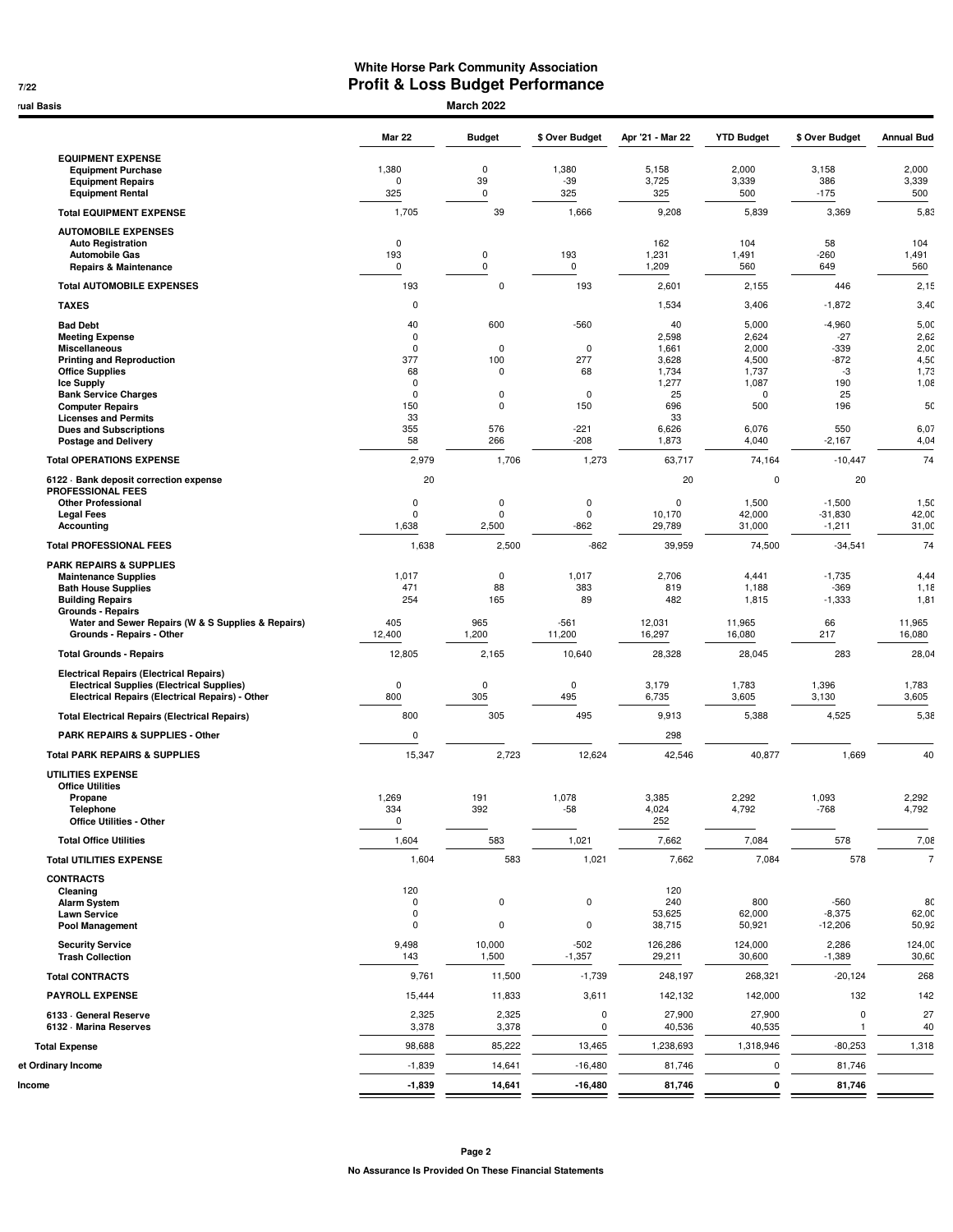# White Horse Park Community Association

## Profit & Loss Budget Performance

**March 2022**

rual Basis

| | Mar 22 | Budget | $ Over Budget | Apr '21 - Mar 22 | YTD Budget | $ Over Budget | Annual Bud |
|---|---|---|---|---|---|---|---|
| **EQUIPMENT EXPENSE** | | | | | | | |
| **Equipment Purchase** | 1,380 | 0 | 1,380 | 5,158 | 2,000 | 3,158 | 2,000 |
| **Equipment Repairs** | 0 | 39 | -39 | 3,725 | 3,339 | 386 | 3,339 |
| **Equipment Rental** | 325 | 0 | 325 | 325 | 500 | -175 | 500 |
| **Total EQUIPMENT EXPENSE** | 1,705 | 39 | 1,666 | 9,208 | 5,839 | 3,369 | 5,83 |
| **AUTOMOBILE EXPENSES** | | | | | | | |
| **Auto Registration** | 0 | | | 162 | 104 | 58 | 104 |
| **Automobile Gas** | 193 | 0 | 193 | 1,231 | 1,491 | -260 | 1,491 |
| **Repairs & Maintenance** | 0 | 0 | 0 | 1,209 | 560 | 649 | 560 |
| **Total AUTOMOBILE EXPENSES** | 193 | 0 | 193 | 2,601 | 2,155 | 446 | 2,15 |
| **TAXES** | 0 | | | 1,534 | 3,406 | -1,872 | 3,40 |
| **Bad Debt** | 40 | 600 | -560 | 40 | 5,000 | -4,960 | 5,00 |
| **Meeting Expense** | 0 | | | 2,598 | 2,624 | -27 | 2,62 |
| **Miscellaneous** | 0 | 0 | 0 | 1,661 | 2,000 | -339 | 2,00 |
| **Printing and Reproduction** | 377 | 100 | 277 | 3,628 | 4,500 | -872 | 4,50 |
| **Office Supplies** | 68 | 0 | 68 | 1,734 | 1,737 | -3 | 1,73 |
| **Ice Supply** | 0 | | | 1,277 | 1,087 | 190 | 1,08 |
| **Bank Service Charges** | 0 | 0 | 0 | 25 | 0 | 25 | |
| **Computer Repairs** | 150 | 0 | 150 | 696 | 500 | 196 | 50 |
| **Licenses and Permits** | 33 | | | 33 | | | |
| **Dues and Subscriptions** | 355 | 576 | -221 | 6,626 | 6,076 | 550 | 6,07 |
| **Postage and Delivery** | 58 | 266 | -208 | 1,873 | 4,040 | -2,167 | 4,04 |
| **Total OPERATIONS EXPENSE** | 2,979 | 1,706 | 1,273 | 63,717 | 74,164 | -10,447 | 74 |
| **6122 · Bank deposit correction expense** | 20 | | | 20 | 0 | 20 | |
| **PROFESSIONAL FEES** | | | | | | | |
| **Other Professional** | 0 | 0 | 0 | 0 | 1,500 | -1,500 | 1,50 |
| **Legal Fees** | 0 | 0 | 0 | 10,170 | 42,000 | -31,830 | 42,00 |
| **Accounting** | 1,638 | 2,500 | -862 | 29,789 | 31,000 | -1,211 | 31,00 |
| **Total PROFESSIONAL FEES** | 1,638 | 2,500 | -862 | 39,959 | 74,500 | -34,541 | 74 |
| **PARK REPAIRS & SUPPLIES** | | | | | | | |
| **Maintenance Supplies** | 1,017 | 0 | 1,017 | 2,706 | 4,441 | -1,735 | 4,44 |
| **Bath House Supplies** | 471 | 88 | 383 | 819 | 1,188 | -369 | 1,18 |
| **Building Repairs** | 254 | 165 | 89 | 482 | 1,815 | -1,333 | 1,81 |
| **Grounds - Repairs** | | | | | | | |
| **Water and Sewer Repairs (W & S Supplies & Repairs)** | 405 | 965 | -561 | 12,031 | 11,965 | 66 | 11,965 |
| **Grounds - Repairs - Other** | 12,400 | 1,200 | 11,200 | 16,297 | 16,080 | 217 | 16,080 |
| **Total Grounds - Repairs** | 12,805 | 2,165 | 10,640 | 28,328 | 28,045 | 283 | 28,04 |
| **Electrical Repairs (Electrical Repairs)** | | | | | | | |
| **Electrical Supplies (Electrical Supplies)** | 0 | 0 | 0 | 3,179 | 1,783 | 1,396 | 1,783 |
| **Electrical Repairs (Electrical Repairs) - Other** | 800 | 305 | 495 | 6,735 | 3,605 | 3,130 | 3,605 |
| **Total Electrical Repairs (Electrical Repairs)** | 800 | 305 | 495 | 9,913 | 5,388 | 4,525 | 5,38 |
| **PARK REPAIRS & SUPPLIES - Other** | 0 | | | 298 | | | |
| **Total PARK REPAIRS & SUPPLIES** | 15,347 | 2,723 | 12,624 | 42,546 | 40,877 | 1,669 | 40 |
| **UTILITIES EXPENSE** | | | | | | | |
| **Office Utilities** | | | | | | | |
| **Propane** | 1,269 | 191 | 1,078 | 3,385 | 2,292 | 1,093 | 2,292 |
| **Telephone** | 334 | 392 | -58 | 4,024 | 4,792 | -768 | 4,792 |
| **Office Utilities - Other** | 0 | | | 252 | | | |
| **Total Office Utilities** | 1,604 | 583 | 1,021 | 7,662 | 7,084 | 578 | 7,08 |
| **Total UTILITIES EXPENSE** | 1,604 | 583 | 1,021 | 7,662 | 7,084 | 578 | 7 |
| **CONTRACTS** | | | | | | | |
| **Cleaning** | 120 | | | 120 | | | |
| **Alarm System** | 0 | 0 | 0 | 240 | 800 | -560 | 80 |
| **Lawn Service** | 0 | | | 53,625 | 62,000 | -8,375 | 62,00 |
| **Pool Management** | 0 | 0 | 0 | 38,715 | 50,921 | -12,206 | 50,92 |
| **Security Service** | 9,498 | 10,000 | -502 | 126,286 | 124,000 | 2,286 | 124,00 |
| **Trash Collection** | 143 | 1,500 | -1,357 | 29,211 | 30,600 | -1,389 | 30,60 |
| **Total CONTRACTS** | 9,761 | 11,500 | -1,739 | 248,197 | 268,321 | -20,124 | 268 |
| **PAYROLL EXPENSE** | 15,444 | 11,833 | 3,611 | 142,132 | 142,000 | 132 | 142 |
| **6133 · General Reserve** | 2,325 | 2,325 | 0 | 27,900 | 27,900 | 0 | 27 |
| **6132 · Marina Reserves** | 3,378 | 3,378 | 0 | 40,536 | 40,535 | 1 | 40 |
| **Total Expense** | 98,688 | 85,222 | 13,465 | 1,238,693 | 1,318,946 | -80,253 | 1,318 |
| **et Ordinary Income** | -1,839 | 14,641 | -16,480 | 81,746 | 0 | 81,746 | |
| **Income** | **-1,839** | **14,641** | **-16,480** | **81,746** | **0** | **81,746** | |

**No Assurance Is Provided On These Financial Statements**